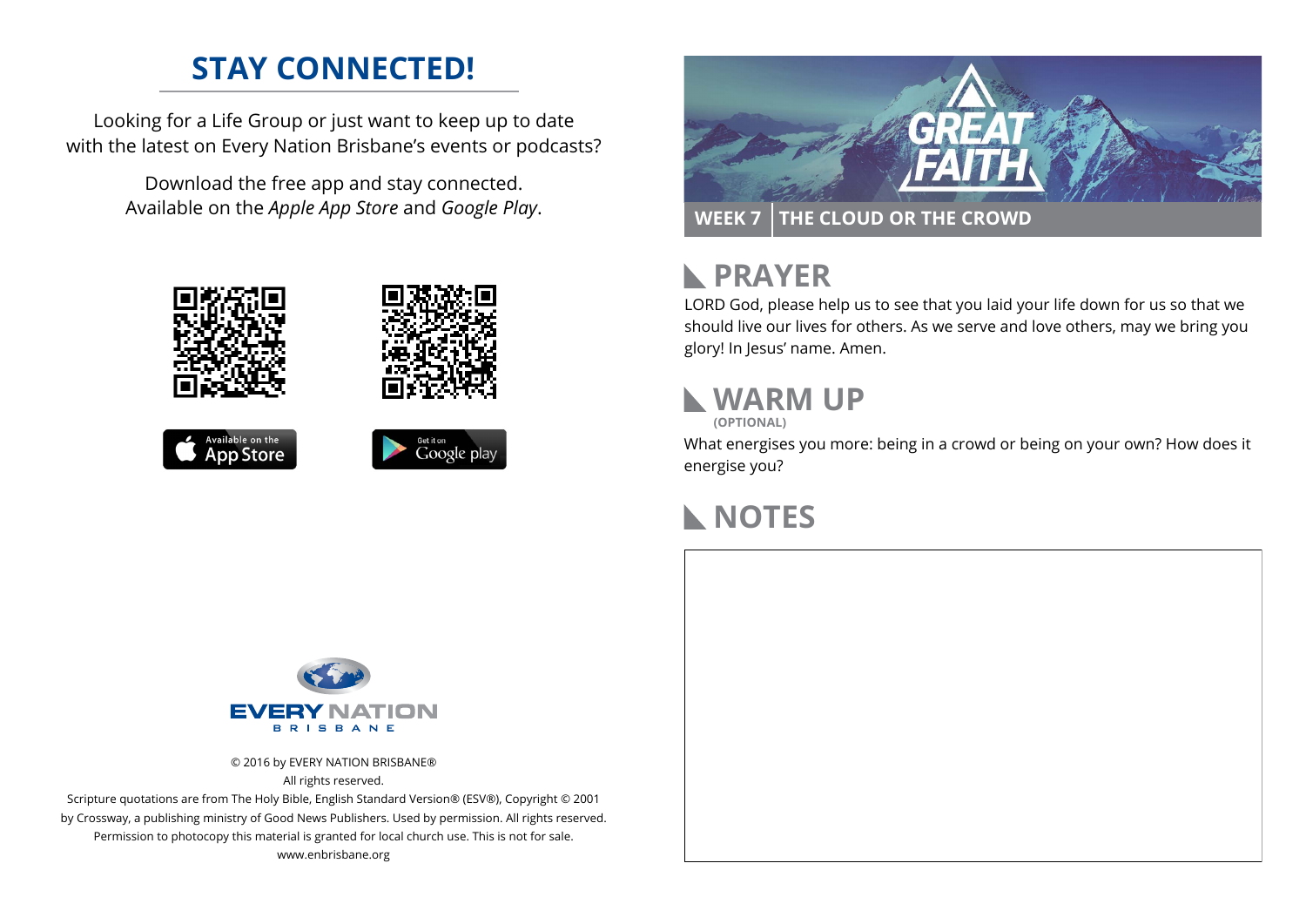# STAY CONNECTED!

Looking for a Life Group or just want to keep up to date with the latest on Every Nation Brisbane's events or podcasts?

Download the free app and stay connected. Available on the *Apple App Store* and *Google Play*.

Available on the App Store

Get it on Google play

EVERY NATION BRISBANE

© 2016 by EVERY NATION BRISBANE®
All rights reserved.
Scripture quotations are from The Holy Bible, English Standard Version® (ESV®), Copyright © 2001 by Crossway, a publishing ministry of Good News Publishers. Used by permission. All rights reserved.
Permission to photocopy this material is granted for local church use. This is not for sale.
www.enbrisbane.org

GREAT FAITH

**WEEK 7 | THE CLOUD OR THE CROWD**

## PRAYER

LORD God, please help us to see that you laid your life down for us so that we should live our lives for others. As we serve and love others, may we bring you glory! In Jesus' name. Amen.

## WARM UP

**(OPTIONAL)**

What energises you more: being in a crowd or being on your own? How does it energise you?

## NOTES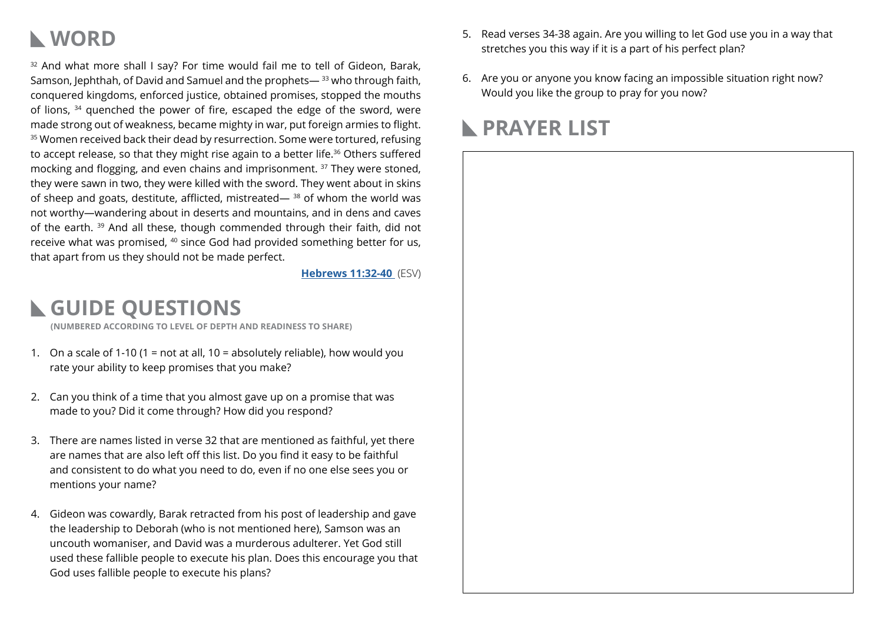## WORD

[32] And what more shall I say? For time would fail me to tell of Gideon, Barak, Samson, Jephthah, of David and Samuel and the prophets— [33] who through faith, conquered kingdoms, enforced justice, obtained promises, stopped the mouths of lions, [34] quenched the power of fire, escaped the edge of the sword, were made strong out of weakness, became mighty in war, put foreign armies to flight. [35] Women received back their dead by resurrection. Some were tortured, refusing to accept release, so that they might rise again to a better life.[36] Others suffered mocking and flogging, and even chains and imprisonment. [37] They were stoned, they were sawn in two, they were killed with the sword. They went about in skins of sheep and goats, destitute, afflicted, mistreated— [38] of whom the world was not worthy—wandering about in deserts and mountains, and in dens and caves of the earth. [39] And all these, though commended through their faith, did not receive what was promised, [40] since God had provided something better for us, that apart from us they should not be made perfect.

**Hebrews 11:32-40** (ESV)

## GUIDE QUESTIONS

**(NUMBERED ACCORDING TO LEVEL OF DEPTH AND READINESS TO SHARE)**

1. On a scale of 1-10 (1 = not at all, 10 = absolutely reliable), how would you rate your ability to keep promises that you make?

2. Can you think of a time that you almost gave up on a promise that was made to you? Did it come through? How did you respond?

3. There are names listed in verse 32 that are mentioned as faithful, yet there are names that are also left off this list. Do you find it easy to be faithful and consistent to do what you need to do, even if no one else sees you or mentions your name?

4. Gideon was cowardly, Barak retracted from his post of leadership and gave the leadership to Deborah (who is not mentioned here), Samson was an uncouth womaniser, and David was a murderous adulterer. Yet God still used these fallible people to execute his plan. Does this encourage you that God uses fallible people to execute his plans?

5. Read verses 34-38 again. Are you willing to let God use you in a way that stretches you this way if it is a part of his perfect plan?

6. Are you or anyone you know facing an impossible situation right now? Would you like the group to pray for you now?

## PRAYER LIST